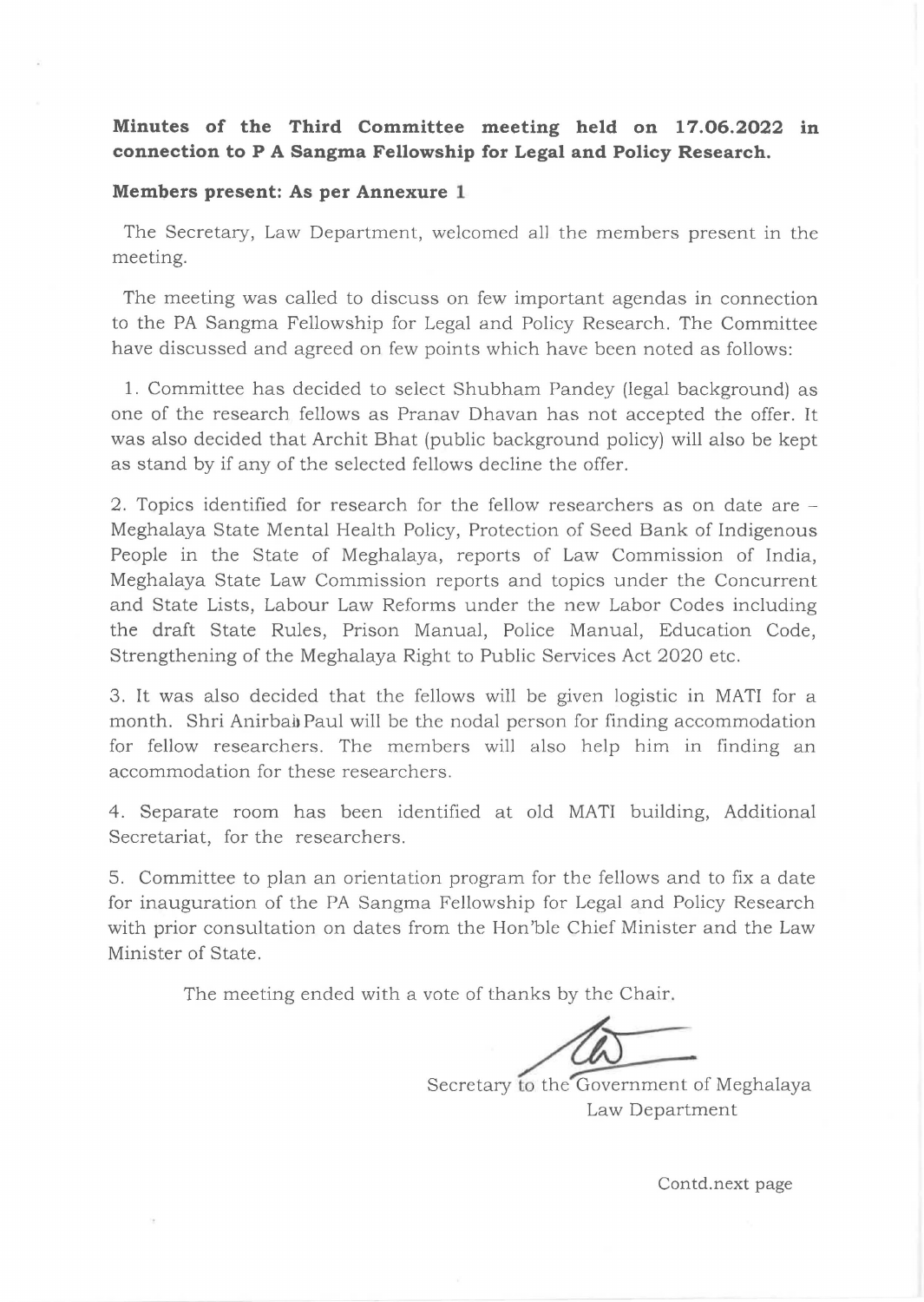**Minutes of the Third Committee meeting held on 17.06.2022 in connection to P A Sangma Fellowship for Legal and Policy Research.**

**Members present: As per Annexure 1**

The Secretary, Law Department, welcomed all the members present in the meeting.

The meeting was called to discuss on few important agendas in connection to the PA Sangma Fellowship for Legal and Policy Research. The Committee have discussed and agreed on few points which have been noted as follows:

1. Committee has decided to select Shubham Pandey (legal background) as one of the research fellows as Pranav Dhavan has not accepted the offer. It was also decided that Archit Bhat (public background policy) will also be kept as stand by if any of the selected fellows decline the offer.

2. Topics identified for research for the fellow researchers as on date are – Meghalaya State Mental Health Policy, Protection of Seed Bank of Indigenous People in the State of Meghalaya, reports of Law Commission of India, Meghalaya State Law Commission reports and topics under the Concurrent and State Lists, Labour Law Reforms under the new Labor Codes including the draft State Rules, Prison Manual, Police Manual, Education Code, Strengthening of the Meghalaya Right to Public Services Act 2020 etc.

3. It was also decided that the fellows will be given logistic in MATI for a month. Shri Anirban Paul will be the nodal person for finding accommodation for fellow researchers. The members will also help him in finding an accommodation for these researchers.

4. Separate room has been identified at old MATI building, Additional Secretariat, for the researchers.

5. Committee to plan an orientation program for the fellows and to fix a date for inauguration of the PA Sangma Fellowship for Legal and Policy Research with prior consultation on dates from the Hon'ble Chief Minister and the Law Minister of State.

The meeting ended with a vote of thanks by the Chair.

Secretary to the Government of Meghalaya
Law Department

Contd.next page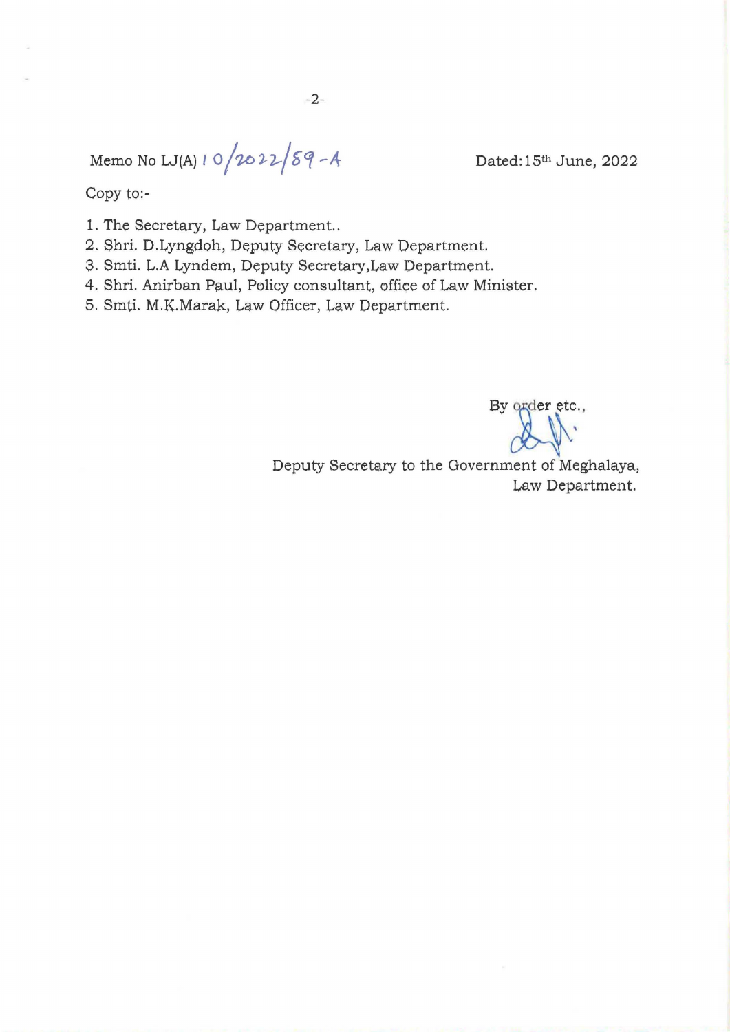Memo No LJ(A) 10/2022/59-A

Dated:15th June, 2022

Copy to:-

1. The Secretary, Law Department..
2. Shri. D.Lyngdoh, Deputy Secretary, Law Department.
3. Smti. L.A Lyndem, Deputy Secretary,Law Department.
4. Shri. Anirban Paul, Policy consultant, office of Law Minister.
5. Smti. M.K.Marak, Law Officer, Law Department.

By order etc.,

Deputy Secretary to the Government of Meghalaya,
Law Department.